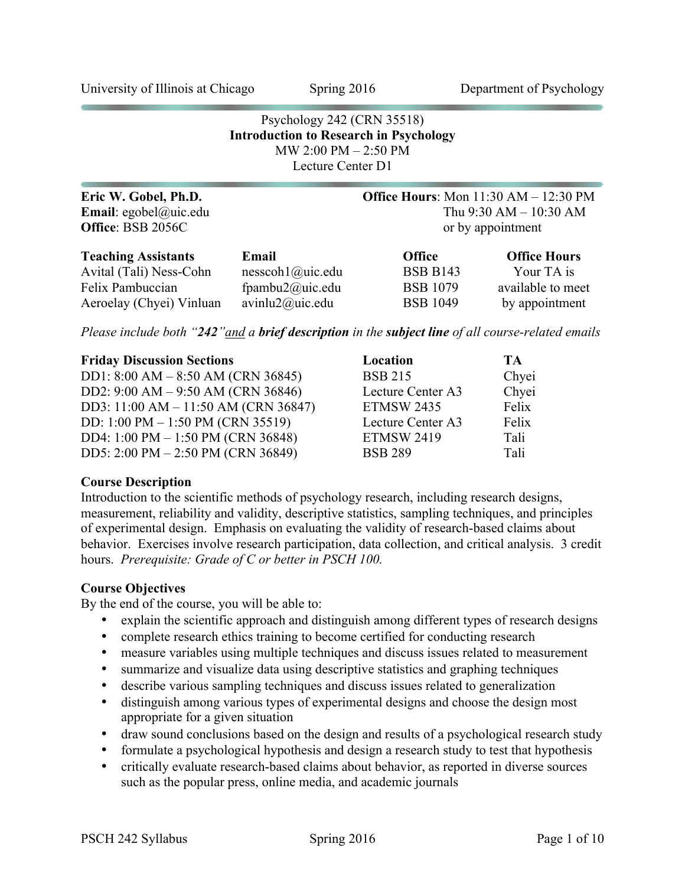University of Illinois at Chicago | Spring 2016 | Department of Psychology

Psychology 242 (CRN 35518)

**Introduction to Research in Psychology**

MW 2:00 PM – 2:50 PM

Lecture Center D1

**Eric W. Gobel, Ph.D.**
**Email**: egobel@uic.edu
**Office**: BSB 2056C

**Office Hours**: Mon 11:30 AM – 12:30 PM
Thu 9:30 AM – 10:30 AM
or by appointment

| **Teaching Assistants** | **Email** | **Office** | **Office Hours** |
|---|---|---|---|
| Avital (Tali) Ness-Cohn | nesscoh1@uic.edu | BSB B143 | Your TA is available to meet by appointment |
| Felix Pambuccian | fpambu2@uic.edu | BSB 1079 | |
| Aeroelay (Chyei) Vinluan | avinlu2@uic.edu | BSB 1049 | |

*Please include both "**242**" and a **brief description** in the **subject line** of all course-related emails*

| **Friday Discussion Sections** | **Location** | **TA** |
|---|---|---|
| DD1: 8:00 AM – 8:50 AM (CRN 36845) | BSB 215 | Chyei |
| DD2: 9:00 AM – 9:50 AM (CRN 36846) | Lecture Center A3 | Chyei |
| DD3: 11:00 AM – 11:50 AM (CRN 36847) | ETMSW 2435 | Felix |
| DD: 1:00 PM – 1:50 PM (CRN 35519) | Lecture Center A3 | Felix |
| DD4: 1:00 PM – 1:50 PM (CRN 36848) | ETMSW 2419 | Tali |
| DD5: 2:00 PM – 2:50 PM (CRN 36849) | BSB 289 | Tali |

### Course Description

Introduction to the scientific methods of psychology research, including research designs, measurement, reliability and validity, descriptive statistics, sampling techniques, and principles of experimental design. Emphasis on evaluating the validity of research-based claims about behavior. Exercises involve research participation, data collection, and critical analysis. 3 credit hours. *Prerequisite: Grade of C or better in PSCH 100.*

### Course Objectives

By the end of the course, you will be able to:

- explain the scientific approach and distinguish among different types of research designs
- complete research ethics training to become certified for conducting research
- measure variables using multiple techniques and discuss issues related to measurement
- summarize and visualize data using descriptive statistics and graphing techniques
- describe various sampling techniques and discuss issues related to generalization
- distinguish among various types of experimental designs and choose the design most appropriate for a given situation
- draw sound conclusions based on the design and results of a psychological research study
- formulate a psychological hypothesis and design a research study to test that hypothesis
- critically evaluate research-based claims about behavior, as reported in diverse sources such as the popular press, online media, and academic journals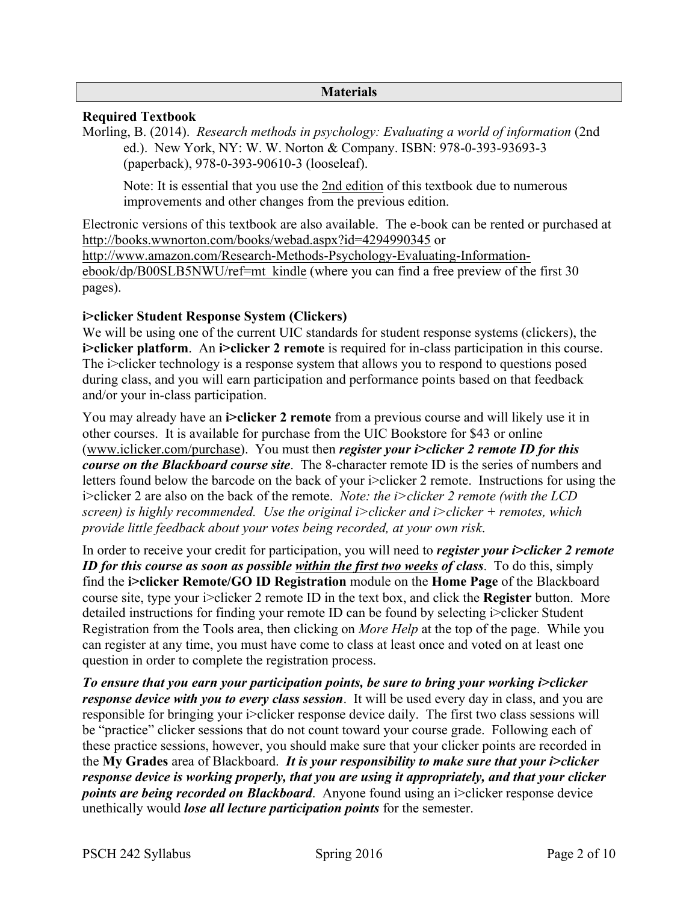## Materials

### Required Textbook

Morling, B. (2014). *Research methods in psychology: Evaluating a world of information* (2nd ed.). New York, NY: W. W. Norton & Company. ISBN: 978-0-393-93693-3 (paperback), 978-0-393-90610-3 (looseleaf).

> Note: It is essential that you use the 2nd edition of this textbook due to numerous improvements and other changes from the previous edition.

Electronic versions of this textbook are also available. The e-book can be rented or purchased at http://books.wwnorton.com/books/webad.aspx?id=4294990345 or http://www.amazon.com/Research-Methods-Psychology-Evaluating-Information-ebook/dp/B00SLB5NWU/ref=mt_kindle (where you can find a free preview of the first 30 pages).

### i>clicker Student Response System (Clickers)

We will be using one of the current UIC standards for student response systems (clickers), the **i>clicker platform**. An **i>clicker 2 remote** is required for in-class participation in this course. The i>clicker technology is a response system that allows you to respond to questions posed during class, and you will earn participation and performance points based on that feedback and/or your in-class participation.

You may already have an **i>clicker 2 remote** from a previous course and will likely use it in other courses. It is available for purchase from the UIC Bookstore for $43 or online (www.iclicker.com/purchase). You must then ***register your i>clicker 2 remote ID for this course on the Blackboard course site***. The 8-character remote ID is the series of numbers and letters found below the barcode on the back of your i>clicker 2 remote. Instructions for using the i>clicker 2 are also on the back of the remote. *Note: the i>clicker 2 remote (with the LCD screen) is highly recommended. Use the original i>clicker and i>clicker + remotes, which provide little feedback about your votes being recorded, at your own risk*.

In order to receive your credit for participation, you will need to ***register your i>clicker 2 remote ID for this course as soon as possible within the first two weeks of class***. To do this, simply find the **i>clicker Remote/GO ID Registration** module on the **Home Page** of the Blackboard course site, type your i>clicker 2 remote ID in the text box, and click the **Register** button. More detailed instructions for finding your remote ID can be found by selecting i>clicker Student Registration from the Tools area, then clicking on *More Help* at the top of the page. While you can register at any time, you must have come to class at least once and voted on at least one question in order to complete the registration process.

***To ensure that you earn your participation points, be sure to bring your working i>clicker response device with you to every class session***. It will be used every day in class, and you are responsible for bringing your i>clicker response device daily. The first two class sessions will be "practice" clicker sessions that do not count toward your course grade. Following each of these practice sessions, however, you should make sure that your clicker points are recorded in the **My Grades** area of Blackboard. ***It is your responsibility to make sure that your i>clicker response device is working properly, that you are using it appropriately, and that your clicker points are being recorded on Blackboard***. Anyone found using an i>clicker response device unethically would ***lose all lecture participation points*** for the semester.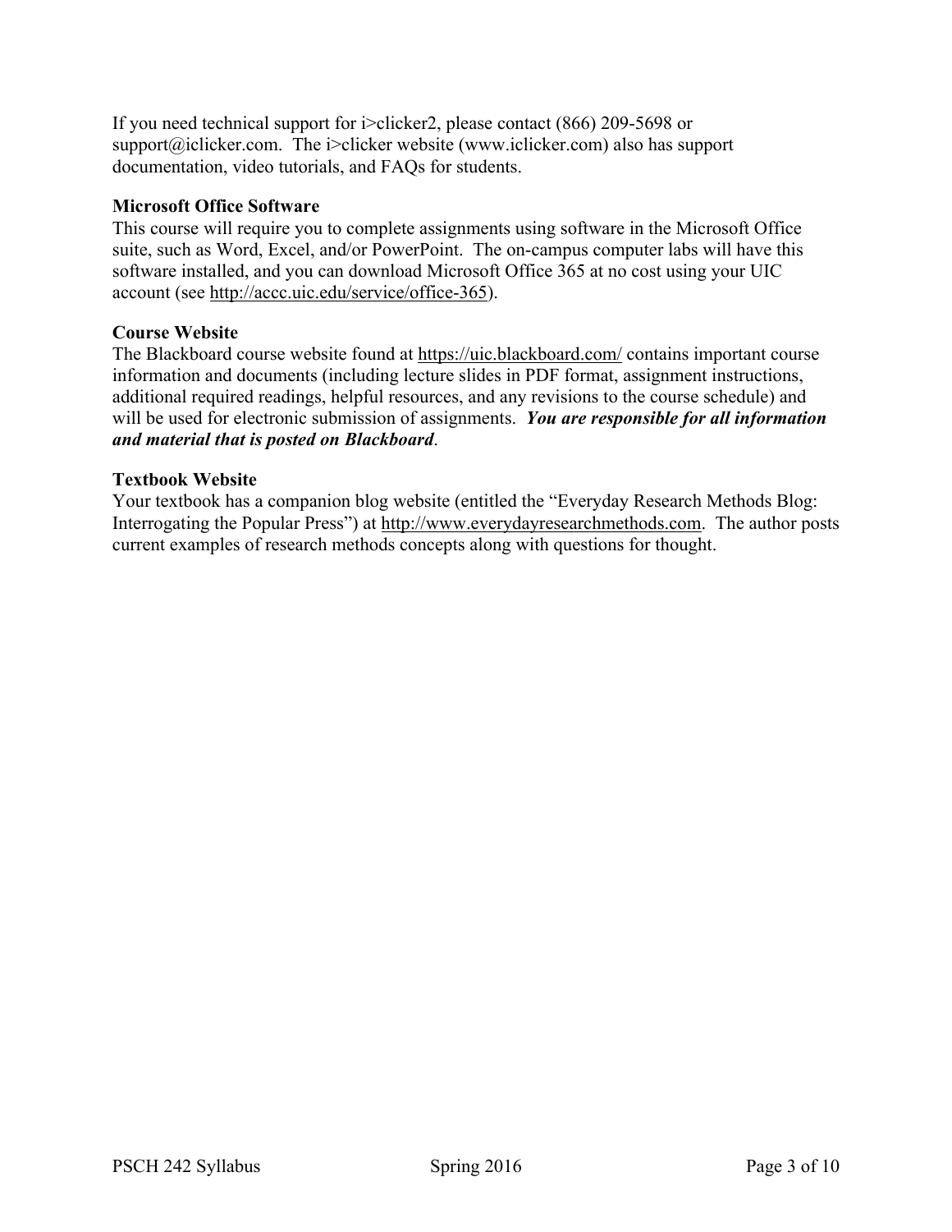If you need technical support for i>clicker2, please contact (866) 209-5698 or support@iclicker.com. The i>clicker website (www.iclicker.com) also has support documentation, video tutorials, and FAQs for students.

**Microsoft Office Software**

This course will require you to complete assignments using software in the Microsoft Office suite, such as Word, Excel, and/or PowerPoint. The on-campus computer labs will have this software installed, and you can download Microsoft Office 365 at no cost using your UIC account (see http://accc.uic.edu/service/office-365).

**Course Website**

The Blackboard course website found at https://uic.blackboard.com/ contains important course information and documents (including lecture slides in PDF format, assignment instructions, additional required readings, helpful resources, and any revisions to the course schedule) and will be used for electronic submission of assignments. ***You are responsible for all information and material that is posted on Blackboard***.

**Textbook Website**

Your textbook has a companion blog website (entitled the "Everyday Research Methods Blog: Interrogating the Popular Press") at http://www.everydayresearchmethods.com. The author posts current examples of research methods concepts along with questions for thought.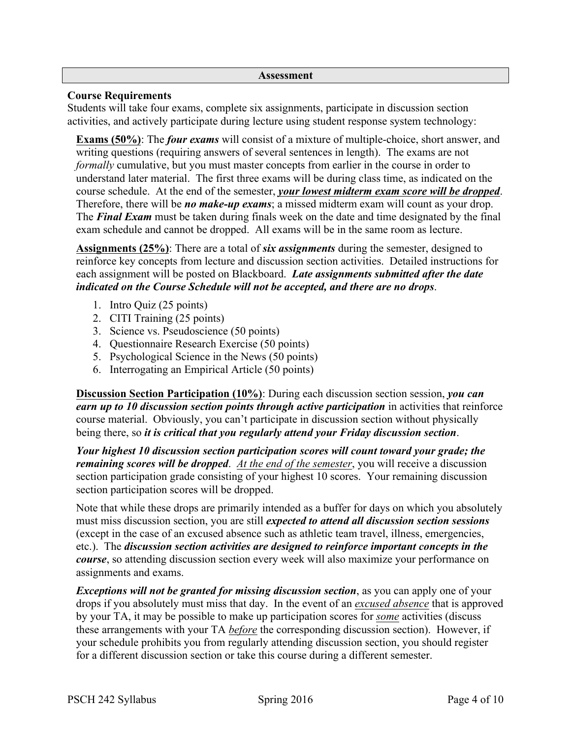## Assessment

**Course Requirements**

Students will take four exams, complete six assignments, participate in discussion section activities, and actively participate during lecture using student response system technology:

**Exams (50%)**: The ***four exams*** will consist of a mixture of multiple-choice, short answer, and writing questions (requiring answers of several sentences in length). The exams are not *formally* cumulative, but you must master concepts from earlier in the course in order to understand later material. The first three exams will be during class time, as indicated on the course schedule. At the end of the semester, ***your lowest midterm exam score will be dropped***. Therefore, there will be ***no make-up exams***; a missed midterm exam will count as your drop. The ***Final Exam*** must be taken during finals week on the date and time designated by the final exam schedule and cannot be dropped. All exams will be in the same room as lecture.

**Assignments (25%)**: There are a total of ***six assignments*** during the semester, designed to reinforce key concepts from lecture and discussion section activities. Detailed instructions for each assignment will be posted on Blackboard. ***Late assignments submitted after the date indicated on the Course Schedule will not be accepted, and there no drops***.

1. Intro Quiz (25 points)
2. CITI Training (25 points)
3. Science vs. Pseudoscience (50 points)
4. Questionnaire Research Exercise (50 points)
5. Psychological Science in the News (50 points)
6. Interrogating an Empirical Article (50 points)

**Discussion Section Participation (10%)**: During each discussion section session, ***you can earn up to 10 discussion section points through active participation*** in activities that reinforce course material. Obviously, you can't participate in discussion section without physically being there, so ***it is critical that you regularly attend your Friday discussion section***.

***Your highest 10 discussion section participation scores will count toward your grade; the remaining scores will be dropped***. *At the end of the semester*, you will receive a discussion section participation grade consisting of your highest 10 scores. Your remaining discussion section participation scores will be dropped.

Note that while these drops are primarily intended as a buffer for days on which you absolutely must miss discussion section, you are still ***expected to attend all discussion section sessions*** (except in the case of an excused absence such as athletic team travel, illness, emergencies, etc.). The ***discussion section activities are designed to reinforce important concepts in the course***, so attending discussion section every week will also maximize your performance on assignments and exams.

***Exceptions will not be granted for missing discussion section***, as you can apply one of your drops if you absolutely must miss that day. In the event of an *excused absence* that is approved by your TA, it may be possible to make up participation scores for *some* activities (discuss these arrangements with your TA *before* the corresponding discussion section). However, if your schedule prohibits you from regularly attending discussion section, you should register for a different discussion section or take this course during a different semester.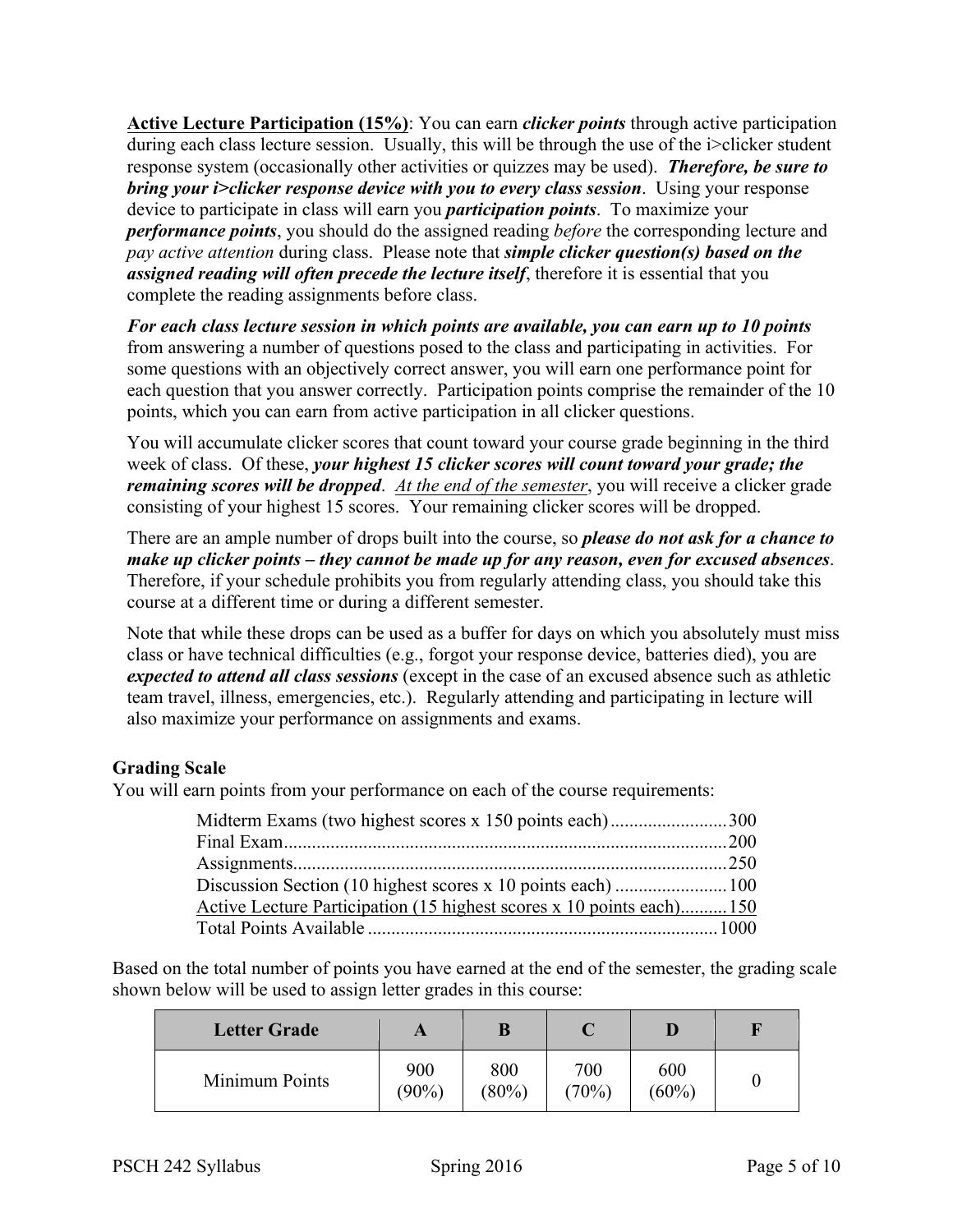**Active Lecture Participation (15%)**: You can earn ***clicker points*** through active participation during each class lecture session. Usually, this will be through the use of the i>clicker student response system (occasionally other activities or quizzes may be used). ***Therefore, be sure to bring your i>clicker response device with you to every class session***. Using your response device to participate in class will earn you ***participation points***. To maximize your ***performance points***, you should do the assigned reading *before* the corresponding lecture and *pay active attention* during class. Please note that ***simple clicker question(s) based on the assigned reading will often precede the lecture itself***, therefore it is essential that you complete the reading assignments before class.

***For each class lecture session in which points are available, you can earn up to 10 points*** from answering a number of questions posed to the class and participating in activities. For some questions with an objectively correct answer, you will earn one performance point for each question that you answer correctly. Participation points comprise the remainder of the 10 points, which you can earn from active participation in all clicker questions.

You will accumulate clicker scores that count toward your course grade beginning in the third week of class. Of these, ***your highest 15 clicker scores will count toward your grade; the remaining scores will be dropped***. *At the end of the semester*, you will receive a clicker grade consisting of your highest 15 scores. Your remaining clicker scores will be dropped.

There are an ample number of drops built into the course, so ***please do not ask for a chance to make up clicker points – they cannot be made up for any reason, even for excused absences***. Therefore, if your schedule prohibits you from regularly attending class, you should take this course at a different time or during a different semester.

Note that while these drops can be used as a buffer for days on which you absolutely must miss class or have technical difficulties (e.g., forgot your response device, batteries died), you are ***expected to attend all class sessions*** (except in the case of an excused absence such as athletic team travel, illness, emergencies, etc.). Regularly attending and participating in lecture will also maximize your performance on assignments and exams.

### Grading Scale

You will earn points from your performance on each of the course requirements:

| Requirement | Points |
|---|---|
| Midterm Exams (two highest scores x 150 points each) | 300 |
| Final Exam | 200 |
| Assignments | 250 |
| Discussion Section (10 highest scores x 10 points each) | 100 |
| Active Lecture Participation (15 highest scores x 10 points each) | 150 |
| Total Points Available | 1000 |

Based on the total number of points you have earned at the end of the semester, the grading scale shown below will be used to assign letter grades in this course:

| Letter Grade | A | B | C | D | F |
|---|---|---|---|---|---|
| Minimum Points | 900 (90%) | 800 (80%) | 700 (70%) | 600 (60%) | 0 |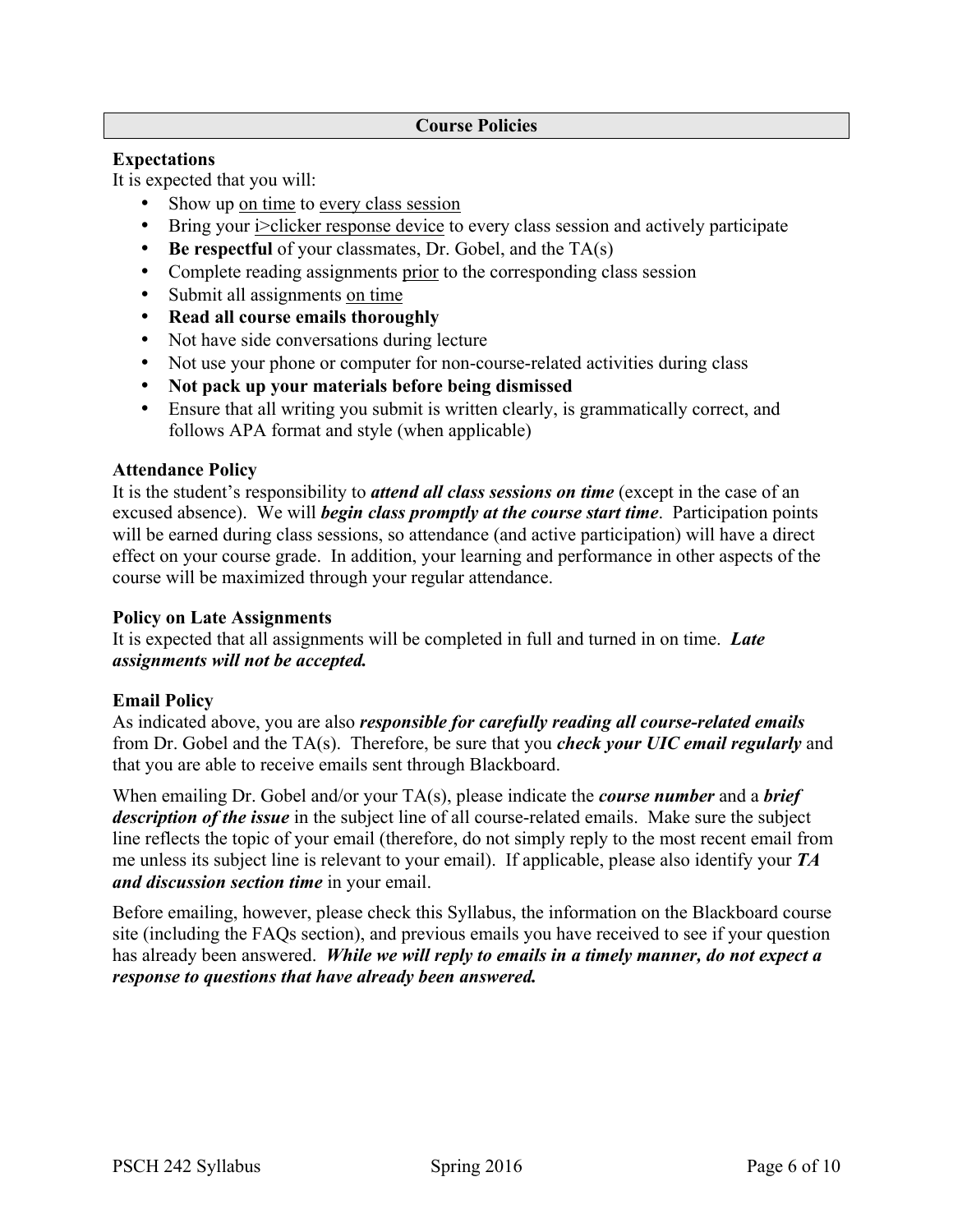## Course Policies

### Expectations

It is expected that you will:

- Show up <u>on time</u> to <u>every class session</u>
- Bring your <u>i>clicker response device</u> to every class session and actively participate
- **Be respectful** of your classmates, Dr. Gobel, and the TA(s)
- Complete reading assignments <u>prior</u> to the corresponding class session
- Submit all assignments <u>on time</u>
- **Read all course emails thoroughly**
- Not have side conversations during lecture
- Not use your phone or computer for non-course-related activities during class
- **Not pack up your materials before being dismissed**
- Ensure that all writing you submit is written clearly, is grammatically correct, and follows APA format and style (when applicable)

### Attendance Policy

It is the student's responsibility to ***attend all class sessions on time*** (except in the case of an excused absence). We will ***begin class promptly at the course start time***. Participation points will be earned during class sessions, so attendance (and active participation) will have a direct effect on your course grade. In addition, your learning and performance in other aspects of the course will be maximized through your regular attendance.

### Policy on Late Assignments

It is expected that all assignments will be completed in full and turned in on time. ***Late assignments will not be accepted.***

### Email Policy

As indicated above, you are also ***responsible for carefully reading all course-related emails*** from Dr. Gobel and the TA(s). Therefore, be sure that you ***check your UIC email regularly*** and that you are able to receive emails sent through Blackboard.

When emailing Dr. Gobel and/or your TA(s), please indicate the ***course number*** and a ***brief description of the issue*** in the subject line of all course-related emails. Make sure the subject line reflects the topic of your email (therefore, do not simply reply to the most recent email from me unless its subject line is relevant to your email). If applicable, please also identify your ***TA and discussion section time*** in your email.

Before emailing, however, please check this Syllabus, the information on the Blackboard course site (including the FAQs section), and previous emails you have received to see if your question has already been answered. ***While we will reply to emails in a timely manner, do not expect a response to questions that have already been answered.***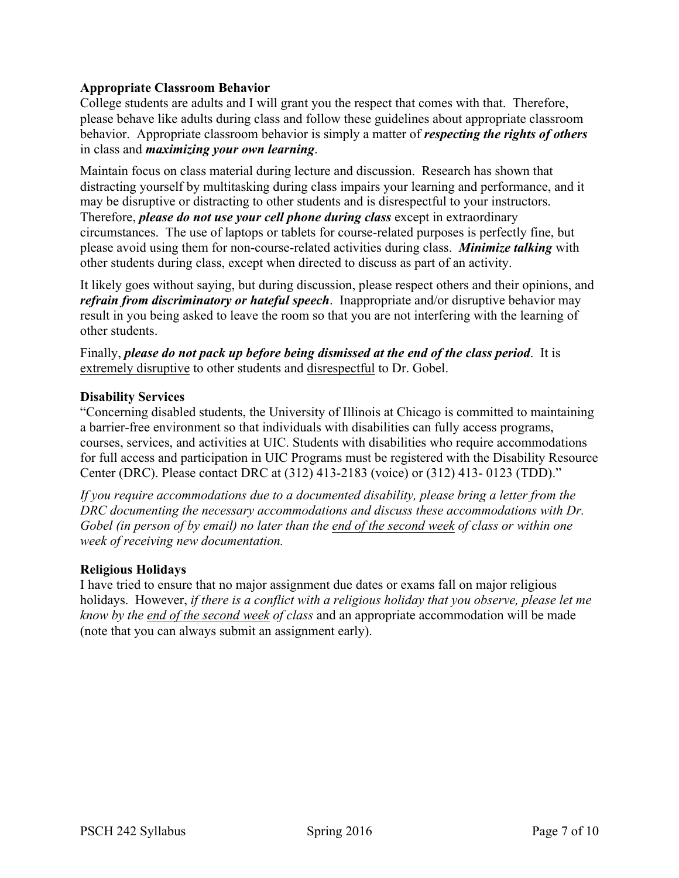**Appropriate Classroom Behavior**

College students are adults and I will grant you the respect that comes with that. Therefore, please behave like adults during class and follow these guidelines about appropriate classroom behavior. Appropriate classroom behavior is simply a matter of ***respecting the rights of others*** in class and ***maximizing your own learning***.

Maintain focus on class material during lecture and discussion. Research has shown that distracting yourself by multitasking during class impairs your learning and performance, and it may be disruptive or distracting to other students and is disrespectful to your instructors. Therefore, ***please do not use your cell phone during class*** except in extraordinary circumstances. The use of laptops or tablets for course-related purposes is perfectly fine, but please avoid using them for non-course-related activities during class. ***Minimize talking*** with other students during class, except when directed to discuss as part of an activity.

It likely goes without saying, but during discussion, please respect others and their opinions, and ***refrain from discriminatory or hateful speech***. Inappropriate and/or disruptive behavior may result in you being asked to leave the room so that you are not interfering with the learning of other students.

Finally, ***please do not pack up before being dismissed at the end of the class period***. It is <u>extremely disruptive</u> to other students and <u>disrespectful</u> to Dr. Gobel.

**Disability Services**

"Concerning disabled students, the University of Illinois at Chicago is committed to maintaining a barrier-free environment so that individuals with disabilities can fully access programs, courses, services, and activities at UIC. Students with disabilities who require accommodations for full access and participation in UIC Programs must be registered with the Disability Resource Center (DRC). Please contact DRC at (312) 413-2183 (voice) or (312) 413- 0123 (TDD)."

*If you require accommodations due to a documented disability, please bring a letter from the DRC documenting the necessary accommodations and discuss these accommodations with Dr. Gobel (in person of by email) no later than the <u>end of the second week</u> of class or within one week of receiving new documentation.*

**Religious Holidays**

I have tried to ensure that no major assignment due dates or exams fall on major religious holidays. However, *if there is a conflict with a religious holiday that you observe, please let me know by the <u>end of the second week</u> of class* and an appropriate accommodation will be made (note that you can always submit an assignment early).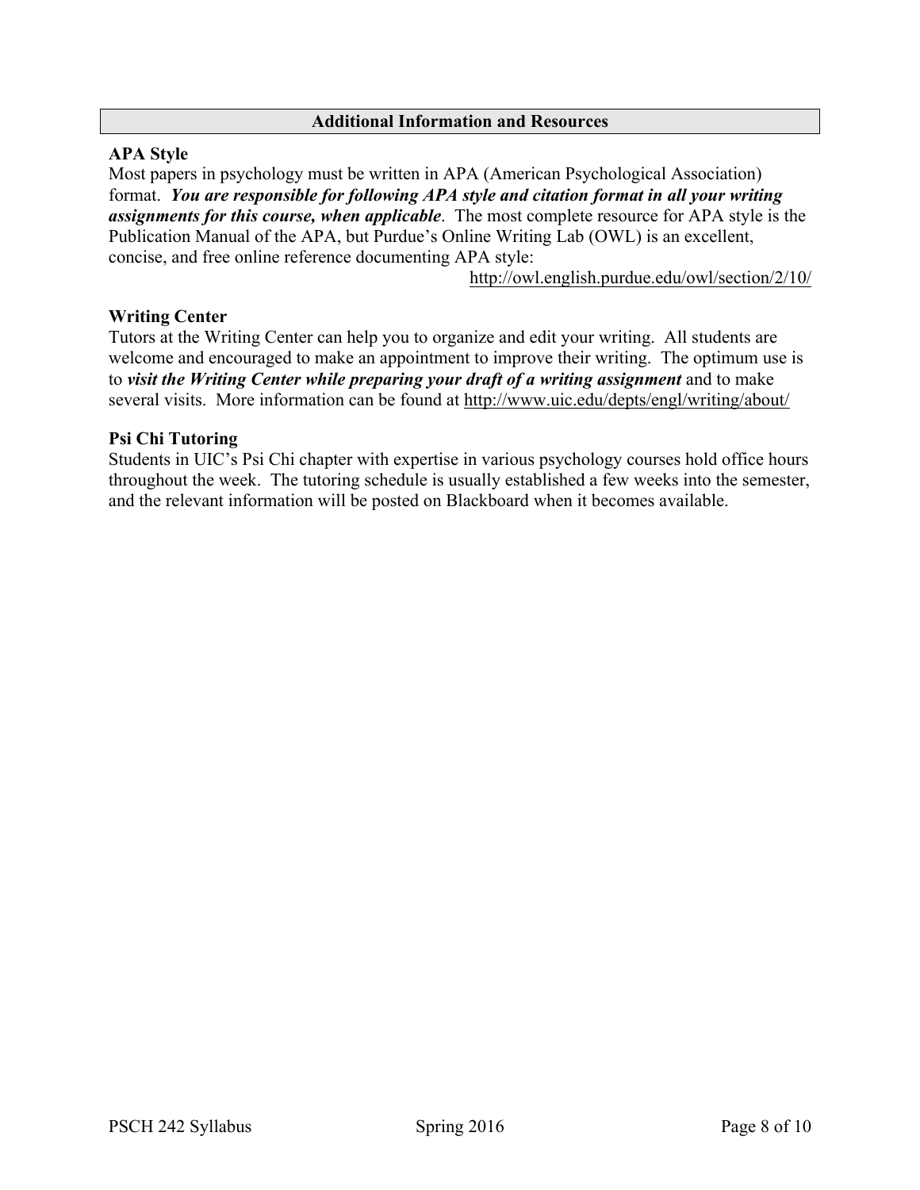## Additional Information and Resources

### APA Style

Most papers in psychology must be written in APA (American Psychological Association) format. ***You are responsible for following APA style and citation format in all your writing assignments for this course, when applicable***. The most complete resource for APA style is the Publication Manual of the APA, but Purdue's Online Writing Lab (OWL) is an excellent, concise, and free online reference documenting APA style:

http://owl.english.purdue.edu/owl/section/2/10/

### Writing Center

Tutors at the Writing Center can help you to organize and edit your writing. All students are welcome and encouraged to make an appointment to improve their writing. The optimum use is to ***visit the Writing Center while preparing your draft of a writing assignment*** and to make several visits. More information can be found at http://www.uic.edu/depts/engl/writing/about/

### Psi Chi Tutoring

Students in UIC's Psi Chi chapter with expertise in various psychology courses hold office hours throughout the week. The tutoring schedule is usually established a few weeks into the semester, and the relevant information will be posted on Blackboard when it becomes available.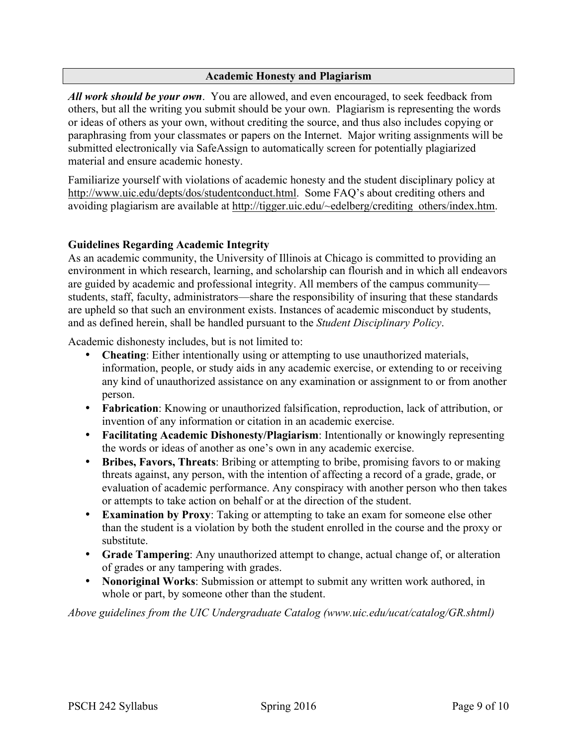## Academic Honesty and Plagiarism

***All work should be your own***. You are allowed, and even encouraged, to seek feedback from others, but all the writing you submit should be your own. Plagiarism is representing the words or ideas of others as your own, without crediting the source, and thus also includes copying or paraphrasing from your classmates or papers on the Internet. Major writing assignments will be submitted electronically via SafeAssign to automatically screen for potentially plagiarized material and ensure academic honesty.

Familiarize yourself with violations of academic honesty and the student disciplinary policy at http://www.uic.edu/depts/dos/studentconduct.html. Some FAQ's about crediting others and avoiding plagiarism are available at http://tigger.uic.edu/~edelberg/crediting_others/index.htm.

### Guidelines Regarding Academic Integrity

As an academic community, the University of Illinois at Chicago is committed to providing an environment in which research, learning, and scholarship can flourish and in which all endeavors are guided by academic and professional integrity. All members of the campus community—students, staff, faculty, administrators—share the responsibility of insuring that these standards are upheld so that such an environment exists. Instances of academic misconduct by students, and as defined herein, shall be handled pursuant to the *Student Disciplinary Policy*.

Academic dishonesty includes, but is not limited to:

- **Cheating**: Either intentionally using or attempting to use unauthorized materials, information, people, or study aids in any academic exercise, or extending to or receiving any kind of unauthorized assistance on any examination or assignment to or from another person.
- **Fabrication**: Knowing or unauthorized falsification, reproduction, lack of attribution, or invention of any information or citation in an academic exercise.
- **Facilitating Academic Dishonesty/Plagiarism**: Intentionally or knowingly representing the words or ideas of another as one's own in any academic exercise.
- **Bribes, Favors, Threats**: Bribing or attempting to bribe, promising favors to or making threats against, any person, with the intention of affecting a record of a grade, grade, or evaluation of academic performance. Any conspiracy with another person who then takes or attempts to take action on behalf or at the direction of the student.
- **Examination by Proxy**: Taking or attempting to take an exam for someone else other than the student is a violation by both the student enrolled in the course and the proxy or substitute.
- **Grade Tampering**: Any unauthorized attempt to change, actual change of, or alteration of grades or any tampering with grades.
- **Nonoriginal Works**: Submission or attempt to submit any written work authored, in whole or part, by someone other than the student.

*Above guidelines from the UIC Undergraduate Catalog (www.uic.edu/ucat/catalog/GR.shtml)*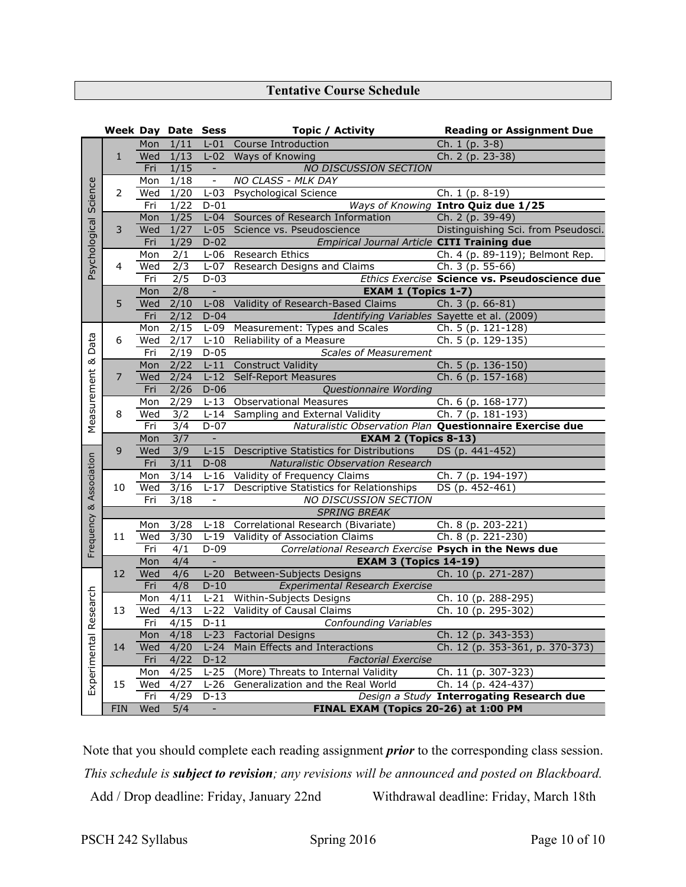## Tentative Course Schedule

| | Week | Day | Date | Sess | Topic / Activity | Reading or Assignment Due |
|---|---|---|---|---|---|---|
| Psychological Science | 1 | Mon | 1/11 | L-01 | Course Introduction | Ch. 1 (p. 3-8) |
| | | Wed | 1/13 | L-02 | Ways of Knowing | Ch. 2 (p. 23-38) |
| | | Fri | 1/15 | - | *NO DISCUSSION SECTION* | |
| | 2 | Mon | 1/18 | - | *NO CLASS - MLK DAY* | |
| | | Wed | 1/20 | L-03 | Psychological Science | Ch. 1 (p. 8-19) |
| | | Fri | 1/22 | D-01 | *Ways of Knowing* | **Intro Quiz due 1/25** |
| | 3 | Mon | 1/25 | L-04 | Sources of Research Information | Ch. 2 (p. 39-49) |
| | | Wed | 1/27 | L-05 | Science vs. Pseudoscience | Distinguishing Sci. from Pseudosci. |
| | | Fri | 1/29 | D-02 | *Empirical Journal Article* | **CITI Training due** |
| | 4 | Mon | 2/1 | L-06 | Research Ethics | Ch. 4 (p. 89-119); Belmont Rep. |
| | | Wed | 2/3 | L-07 | Research Designs and Claims | Ch. 3 (p. 55-66) |
| | | Fri | 2/5 | D-03 | *Ethics Exercise* | **Science vs. Pseudoscience due** |
| | 5 | Mon | 2/8 | - | **EXAM 1 (Topics 1-7)** | |
| | | Wed | 2/10 | L-08 | Validity of Research-Based Claims | Ch. 3 (p. 66-81) |
| | | Fri | 2/12 | D-04 | *Identifying Variables* | Sayette et al. (2009) |
| Measurement & Data | 6 | Mon | 2/15 | L-09 | Measurement: Types and Scales | Ch. 5 (p. 121-128) |
| | | Wed | 2/17 | L-10 | Reliability of a Measure | Ch. 5 (p. 129-135) |
| | | Fri | 2/19 | D-05 | *Scales of Measurement* | |
| | 7 | Mon | 2/22 | L-11 | Construct Validity | Ch. 5 (p. 136-150) |
| | | Wed | 2/24 | L-12 | Self-Report Measures | Ch. 6 (p. 157-168) |
| | | Fri | 2/26 | D-06 | *Questionnaire Wording* | |
| | 8 | Mon | 2/29 | L-13 | Observational Measures | Ch. 6 (p. 168-177) |
| | | Wed | 3/2 | L-14 | Sampling and External Validity | Ch. 7 (p. 181-193) |
| | | Fri | 3/4 | D-07 | *Naturalistic Observation Plan* | **Questionnaire Exercise due** |
| Frequency & Association | 9 | Mon | 3/7 | - | **EXAM 2 (Topics 8-13)** | |
| | | Wed | 3/9 | L-15 | Descriptive Statistics for Distributions | DS (p. 441-452) |
| | | Fri | 3/11 | D-08 | *Naturalistic Observation Research* | |
| | 10 | Mon | 3/14 | L-16 | Validity of Frequency Claims | Ch. 7 (p. 194-197) |
| | | Wed | 3/16 | L-17 | Descriptive Statistics for Relationships | DS (p. 452-461) |
| | | Fri | 3/18 | - | *NO DISCUSSION SECTION* | |
| | | | | | *SPRING BREAK* | |
| | 11 | Mon | 3/28 | L-18 | Correlational Research (Bivariate) | Ch. 8 (p. 203-221) |
| | | Wed | 3/30 | L-19 | Validity of Association Claims | Ch. 8 (p. 221-230) |
| | | Fri | 4/1 | D-09 | *Correlational Research Exercise* | **Psych in the News due** |
| Experimental Research | 12 | Mon | 4/4 | - | **EXAM 3 (Topics 14-19)** | |
| | | Wed | 4/6 | L-20 | Between-Subjects Designs | Ch. 10 (p. 271-287) |
| | | Fri | 4/8 | D-10 | *Experimental Research Exercise* | |
| | 13 | Mon | 4/11 | L-21 | Within-Subjects Designs | Ch. 10 (p. 288-295) |
| | | Wed | 4/13 | L-22 | Validity of Causal Claims | Ch. 10 (p. 295-302) |
| | | Fri | 4/15 | D-11 | *Confounding Variables* | |
| | 14 | Mon | 4/18 | L-23 | Factorial Designs | Ch. 12 (p. 343-353) |
| | | Wed | 4/20 | L-24 | Main Effects and Interactions | Ch. 12 (p. 353-361, p. 370-373) |
| | | Fri | 4/22 | D-12 | *Factorial Exercise* | |
| | 15 | Mon | 4/25 | L-25 | (More) Threats to Internal Validity | Ch. 11 (p. 307-323) |
| | | Wed | 4/27 | L-26 | Generalization and the Real World | Ch. 14 (p. 424-437) |
| | | Fri | 4/29 | D-13 | *Design a Study* | **Interrogating Research due** |
| | FIN | Wed | 5/4 | - | **FINAL EXAM (Topics 20-26) at 1:00 PM** | |

Note that you should complete each reading assignment ***prior*** to the corresponding class session.

*This schedule is **subject to revision**; any revisions will be announced and posted on Blackboard.*

Add / Drop deadline: Friday, January 22nd  Withdrawal deadline: Friday, March 18th